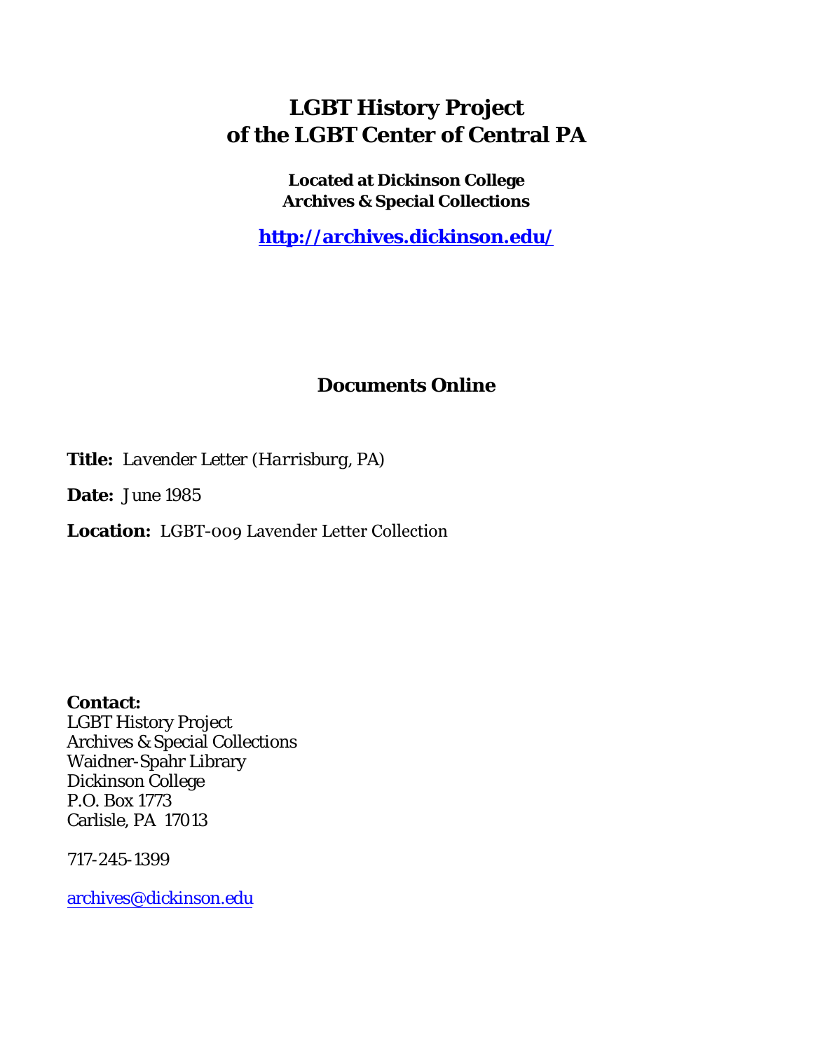# LGBT History Project of the LGBT Center of Central PA

**Located at Dickinson College Archives & Special Collections**

**http://archives.dickinson.edu/**

## Documents Online

**Title:** *Lavender Letter (Harrisburg, PA)*

**Date:** June 1985

**Location:** LGBT-009 Lavender Letter Collection

**Contact:**
LGBT History Project
Archives & Special Collections
Waidner-Spahr Library
Dickinson College
P.O. Box 1773
Carlisle, PA 17013

717-245-1399

archives@dickinson.edu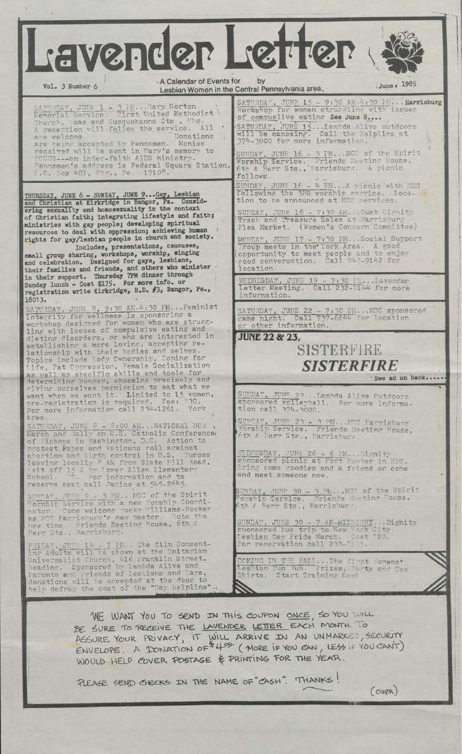# Lavender Letter

Vol. 3 Number 6 — A Calendar of Events for Lesbian Women in the Central Pennsylvania area, by — June, 1985

SATURDAY, JUNE 1 - 3 PM...Gary Norton Memorial Service. First United Methodist Church, Boas and Susquehanna Sts., Hbg. A reception will follow the service. All are welcome. Donations are being accepted by Pennsmen. Monies received will be sent in Gary's memory to FOCUS---an inter-faith AIDS ministry. Pennsmen's address is Federal Square Station, P.O. Box 401, Hbg., Pa. 17108.

**THURSDAY, JUNE 6 - SUNDAY, JUNE 9...Gay, Lesbian and Christian at Kirkridge in Bangor, Pa. Considering sexuality and homosexuality in the context of Christian faith; integrating lifestyle and faith; ministries with gay people; developing spiritual resources to deal with oppression; achieving human rights for gay/lesbian people in church and society.** Includes, presentations, caucuses, small group sharing, workshops, worship, singing and celebration. Designed for gays, lesbians, their families and friends, and others who minister in their support. Thursday 7PM dinner through Sunday lunch - Cost $175. For more info. or registration write Kirkridge, R.D. #3, Bangor, Pa., 18013.

SATURDAY, JUNE 8, 9:30 AM-4:30 PM...Feminist Integrity for wellness is sponsoring a workshop designed for women who are struggling with issues of compulsive eating and dieting disorders, or who are interested in establishing a more loving, accepting relationship with their bodies and selves. Topics include Body Ownership, Coping for Life, Fat Oppression, Female Socialization as well as specific skills and tools for determining hunger, choosing precisely and giving ourselves permission to eat what we want when we want it. Limited to 15 women, pre-registration is required. Fee: $30. For more information call 234-1261. York Area.

SATURDAY, JUNE 8 - 8:00 AM...NATIONAL NOW March and Rally on U.S. Catholic Conference of Bishops in Washington, D.C. Action to protest Popes and Vaticans roll against abortion and birth control in U.S. Busses leaving locally 8 AM from Slate Hill Road, Exit off 15 S by Lower Allen Elementary School. $7. For information and to reserve seat call Janice at 545-2645.

SUNDAY, JUNE 9 - 3 PM...MCC of the Spirit Worship Service with a new Worship Coordinator. Come welcome Bucky Williams-Hooker as MCC Harrisburg's new pastor. Note the new time. Friends Meeting House, 6th & Herr Sts., Harrisburg.

FRIDAY, JUNE 14 - 7 PM.. The film Consenting Adults will be shown at the Unitarian Universalist Church, 416 Franklin Street, Reading. Sponsored by Lambda Alive and Parents and Friends of Lesbians and Gays, donations will be accepted at the door to help defray the cost of the "Gay Helpline".

SATURDAY, JUNE 15 - 9:30 AM-4:30 PM...Harrisburg Workshop for women struggling with issues of compulsive eating See June 8....

SATURDAY, JUNE 15...Lambda Alive outdoors will be canoeing. Call the Helpline at 374-3000 for more information.

SUNDAY, JUNE 16 - 3 PM...MCC of the Spirit Worship Service. Friends Meeting House, 6th & Herr Sts., Harrisburg. A picnic follows.

SUNDAY, JUNE 16 - 4 PM...A picnic with MCC following the 3PM worship service. Location to be announced at MCC services.

SUNDAY, JUNE 16 - 7:30 AM...Dusk Dignity Trash and Treasure Sales at Harrisburg Flea Market. (Women's Concern Committee)

MONDAY, JUNE 17 - 7:30 PM...Social Support Group meets in the York Area. A good opportunity to meet people and to enjoy good conversation. Call 843-9142 for location.

WEDNESDAY, JUNE 19 - 7:30 PM...Lavender Letter Meeting. Call 232-7144 for more information.

SATURDAY, JUNE 22 - 7:30 PM...MCC sponsored game night. Call 737-6644 for location or other information.

**JUNE 22 & 23,**

## SISTERFIRE

## *SISTERFIRE*

See ad on back.....

SUNDAY, JUNE 23...Lambda Alive Outdoors sponsored volleyball. For more information call 374-3000.

SUNDAY, JUNE 23 - 3 PM...MCC Harrisburg Worship Service. Friends Meeting House, 6th & Herr Sts., Harrisburg.

WEDNESDAY, JUNE 26 - 6 PM...Dignity sponsored picnic at Fort Hunter in HBG. Bring some goodies and a friend or come and meet someone new.

SUNDAY, JUNE 30 - 3 PM...MCC of the Spirit Worship Service. Friends Meeting House, 6th & Herr Sts., Harrisburg.

SUNDAY, JUNE 30 - 7 AM-MIDNIGHT...Dignity sponsored bus trip to New York City. Lesbian Gay Pride March. Cost $20. For reservation call 233-5135.

COMING IN THE FALL...The first Womens' Lesbian Fun Run. Prizes, Party and Tee Shirts. Start Training Now!

WE WANT YOU TO SEND IN THIS COUPON ONCE, SO YOU WILL BE SURE TO RECEIVE THE LAVENDER LETTER EACH MONTH. TO ASSURE YOUR PRIVACY, IT WILL ARRIVE IN AN UNMARKED, SECURITY ENVELOPE. A DONATION OF $4.00 (MORE IF YOU CAN, LESS IF YOU CAN'T) WOULD HELP COVER POSTAGE & PRINTING FOR THE YEAR.

PLEASE SEND CHECKS IN THE NAME OF "CASH". THANKS!

(OVER)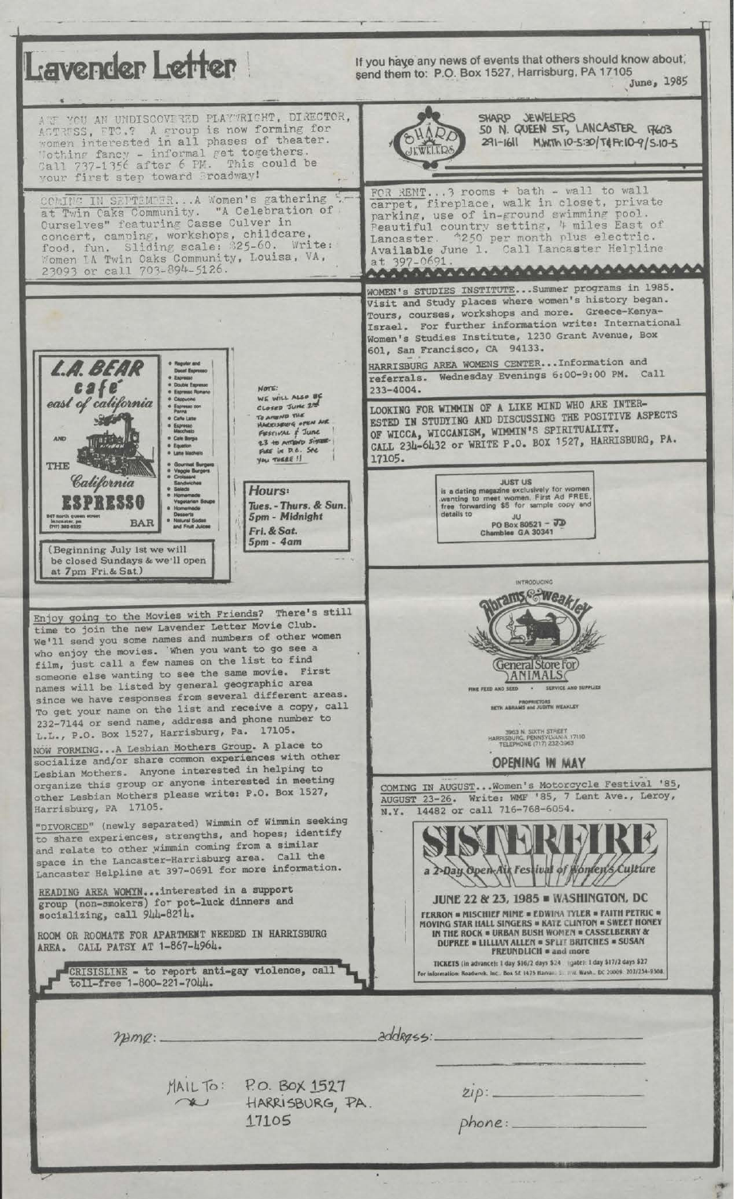# Lavender Letter

If you have any news of events that others should know about, send them to: P.O. Box 1527, Harrisburg, PA 17105

June, 1985

ARE YOU AN UNDISCOVERED PLAYWRIGHT, DIRECTOR, ACTRESS, ETC.? A group is now forming for women interested in all phases of theater. Nothing fancy - informal get togethers. Call 737-1356 after 6 PM. This could be your first step toward Broadway!

COMING IN SEPTEMBER...A Women's gathering at Twin Oaks Community. "A Celebration of Ourselves" featuring Casse Culver in concert, camping, workshops, childcare, food, fun. Sliding scale: $25-60. Write: Women IA Twin Oaks Community, Louisa, VA, 23093 or call 703-894-5126.

**L.A. BEAR cafe east of california AND THE California ESPRESSO BAR**

947 north queen street, lancaster, pa (717) 393-9320

- Regular and Decaf Espresso
- Espresso
- Double Espresso
- Espresso Romano
- Cappucino
- Espresso con Panna
- Caffe Latte
- Espresso Macchiato
- Cafe Borgia
- Equator
- Latte Macchiato
- Gourmet Burgers
- Veggie Burgers
- Croissant Sandwiches
- Salads
- Homemade Vegetarian Soups
- Homemade Desserts
- Natural Sodas and Fruit Juices

NOTE: WE WILL ALSO BE CLOSED JUNE 2nd TO ATTEND THE HARRISBURG OPEN AIR FESTIVAL of June. $3 TO ATTEND SISTER-FIRE IN D.C. SEE YOU THERE!!

**Hours:**
Tues. - Thurs. & Sun. 5pm - Midnight
Fri. & Sat. 5pm - 4am

(Beginning July 1st we will be closed Sundays & we'll open at 7pm Fri. & Sat.)

Enjoy going to the Movies with Friends? There's still time to join the new Lavender Letter Movie Club. We'll send you some names and numbers of other women who enjoy the movies. When you want to go see a film, just call a few names on the list to find someone else wanting to see the same movie. First names will be listed by general geographic area since we have responses from several different areas. To get your name on the list and receive a copy, call 232-7144 or send name, address and phone number to L.L., P.O. Box 1527, Harrisburg, Pa. 17105.

NOW FORMING...A Lesbian Mothers Group. A place to socialize and/or share common experiences with other Lesbian Mothers. Anyone interested in helping to organize this group or anyone interested in meeting other Lesbian Mothers please write: P.O. Box 1527, Harrisburg, PA 17105.

"DIVORCED" (newly separated) Wimmin of Wimmin seeking to share experiences, strengths, and hopes; identify and relate to other wimmin coming from a similar space in the Lancaster-Harrisburg area. Call the Lancaster Helpline at 397-0691 for more information.

READING AREA WOMYN...interested in a support group (non-smokers) for pot-luck dinners and socializing, call 944-8214.

ROOM OR ROOMATE FOR APARTMENT NEEDED IN HARRISBURG AREA. CALL PATSY AT 1-867-4964.

CRISISLINE - to report anti-gay violence, call toll-free 1-800-221-7044.

SHARP JEWELERS
50 N. QUEEN ST., LANCASTER 17603
291-1611 M,W,Th 10-5:30/T&Fr 10-9/S 10-5

FOR RENT...3 rooms + bath - wall to wall carpet, fireplace, walk in closet, private parking, use of in-ground swimming pool. Beautiful country setting, 4 miles East of Lancaster. $250 per month plus electric. Available June 1. Call Lancaster Helpline at 397-0691.

WOMEN'S STUDIES INSTITUTE...Summer programs in 1985. Visit and Study places where women's history began. Tours, courses, workshops and more. Greece-Kenya-Israel. For further information write: International Women's Studies Institute, 1230 Grant Avenue, Box 601, San Francisco, CA 94133.

HARRISBURG AREA WOMENS CENTER...Information and referrals. Wednesday Evenings 6:00-9:00 PM. Call 233-4004.

LOOKING FOR WIMMIN OF A LIKE MIND WHO ARE INTERESTED IN STUDYING AND DISCUSSING THE POSITIVE ASPECTS OF WICCA, WICCANISM, WIMMIN'S SPIRITUALITY. CALL 234-6432 or WRITE P.O. BOX 1527, HARRISBURG, PA. 17105.

JUST US
is a dating magazine exclusively for women wanting to meet women. First Ad FREE, free forwarding $5 for sample copy and details to
JU
PO Box 80521 - JD
Chamblee GA 30341

INTRODUCING

**Abrams & Weakley General Store For ANIMALS**

FINE FEED AND SEED • SERVICE AND SUPPLIES

PROPRIETORS SETH ABRAMS and JUDITH WEAKLEY

3963 N. SIXTH STREET
HARRISBURG, PENNSYLVANIA 17110
TELEPHONE (717) 232-3963

**OPENING IN MAY**

COMING IN AUGUST...Women's Motorcycle Festival '85, AUGUST 23-26. Write: WMF '85, 7 Lent Ave., Leroy, N.Y. 14482 or call 716-768-6054.

**SISTERFIRE**
a 2-Day Open-Air Festival of Women's Culture

**JUNE 22 & 23, 1985 ■ WASHINGTON, DC**

FERRON ■ MISCHIEF MIME ■ EDWINA TYLER ■ FAITH PETRIC ■ MOVING STAR HALL SINGERS ■ KATE CLINTON ■ SWEET HONEY IN THE ROCK ■ URBAN BUSH WOMEN ■ CASSELBERRY & DUPREE ■ LILLIAN ALLEN ■ SPLIT BRITCHES ■ SUSAN FREUNDLICH ■ and more

TICKETS (in advance): 1 day $16/2 days $24 (gate): 1 day $17/2 days $27
For information: Roadwork, Inc., Box SE 1475 Harvard St. NW, Wash., DC 20009. 202/234-9308.

name: ______________________ address: ______________________

MAIL TO: P.O. BOX 1527
HARRISBURG, PA.
17105

zip: ______________________

phone: ______________________